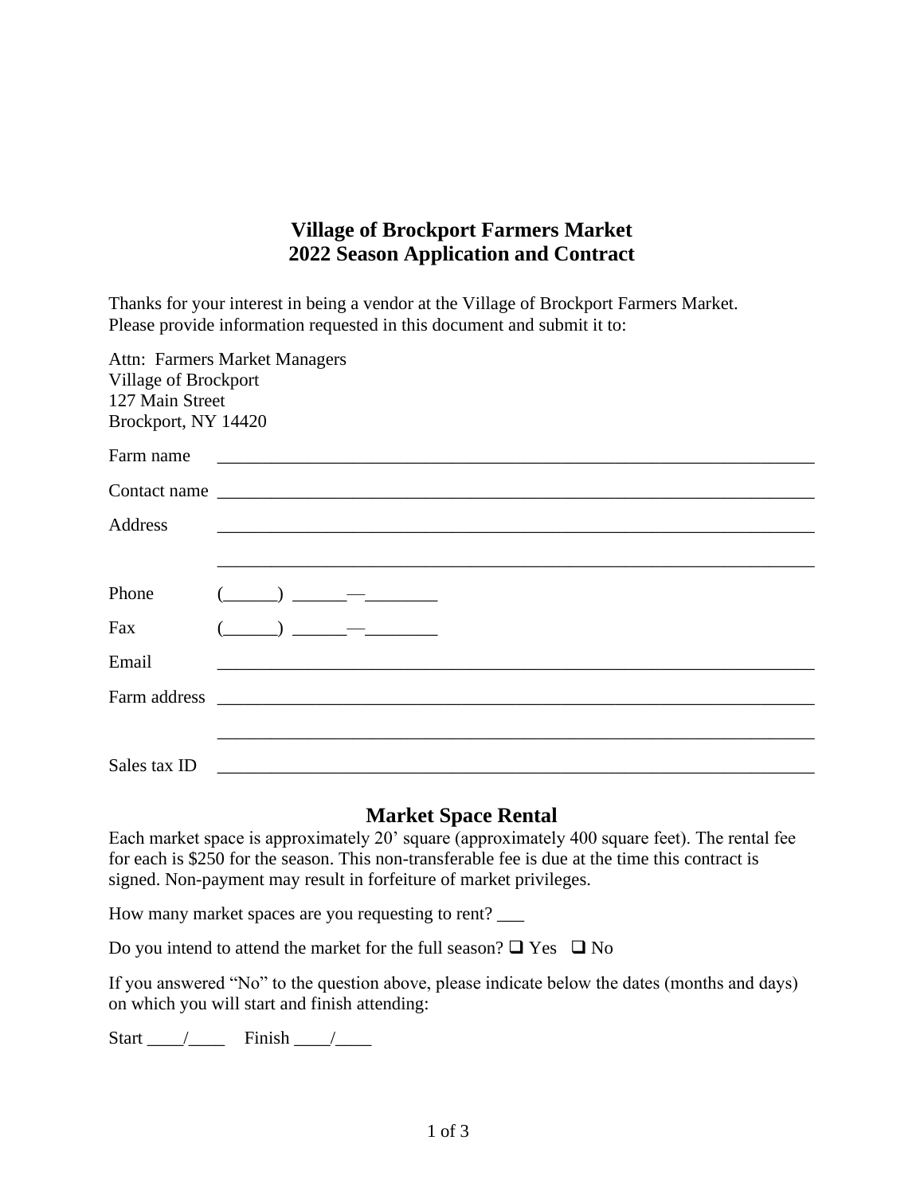# Village of Brockport Farmers Market
# 2022 Season Application and Contract

Thanks for your interest in being a vendor at the Village of Brockport Farmers Market. Please provide information requested in this document and submit it to:

Attn: Farmers Market Managers
Village of Brockport
127 Main Street
Brockport, NY 14420

Farm name ______________________________________________________________________

Contact name ______________________________________________________________________

Address ______________________________________________________________________

______________________________________________________________________

Phone (______) ______—________

Fax (______) ______—________

Email ______________________________________________________________________

Farm address ______________________________________________________________________

______________________________________________________________________

Sales tax ID ______________________________________________________________________

## Market Space Rental

Each market space is approximately 20' square (approximately 400 square feet). The rental fee for each is $250 for the season. This non-transferable fee is due at the time this contract is signed. Non-payment may result in forfeiture of market privileges.

How many market spaces are you requesting to rent? ___

Do you intend to attend the market for the full season? ❑ Yes ❑ No

If you answered "No" to the question above, please indicate below the dates (months and days) on which you will start and finish attending:

Start ____/____ Finish ____/____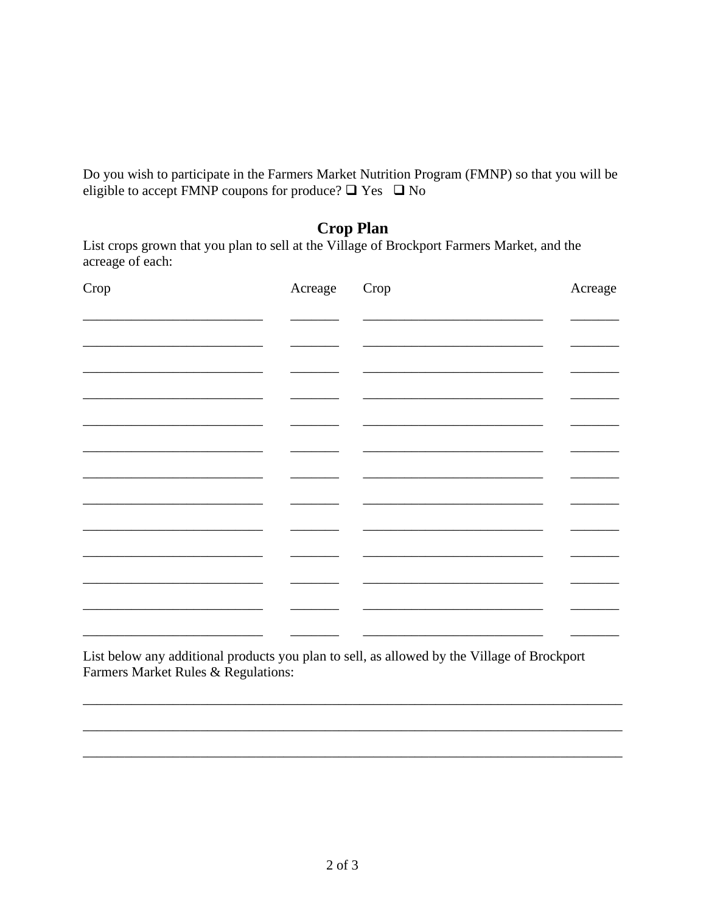Do you wish to participate in the Farmers Market Nutrition Program (FMNP) so that you will be eligible to accept FMNP coupons for produce? ❑ Yes ❑ No

## Crop Plan

List crops grown that you plan to sell at the Village of Brockport Farmers Market, and the acreage of each:

| Crop | Acreage | Crop | Acreage |
| --- | --- | --- | --- |
| | | | |
| | | | |
| | | | |
| | | | |
| | | | |
| | | | |
| | | | |
| | | | |
| | | | |
| | | | |
| | | | |
| | | | |
| | | | |

List below any additional products you plan to sell, as allowed by the Village of Brockport Farmers Market Rules & Regulations:

_______________________________________________________________________________

_______________________________________________________________________________

_______________________________________________________________________________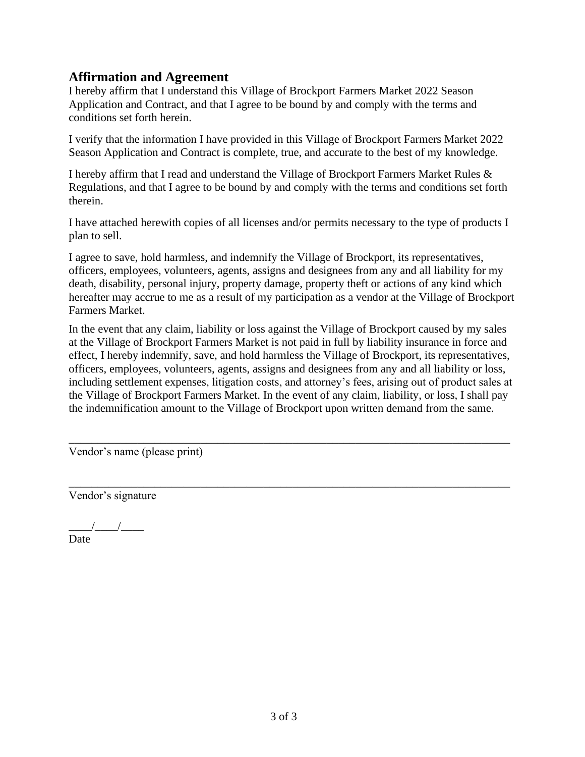## Affirmation and Agreement

I hereby affirm that I understand this Village of Brockport Farmers Market 2022 Season Application and Contract, and that I agree to be bound by and comply with the terms and conditions set forth herein.

I verify that the information I have provided in this Village of Brockport Farmers Market 2022 Season Application and Contract is complete, true, and accurate to the best of my knowledge.

I hereby affirm that I read and understand the Village of Brockport Farmers Market Rules & Regulations, and that I agree to be bound by and comply with the terms and conditions set forth therein.

I have attached herewith copies of all licenses and/or permits necessary to the type of products I plan to sell.

I agree to save, hold harmless, and indemnify the Village of Brockport, its representatives, officers, employees, volunteers, agents, assigns and designees from any and all liability for my death, disability, personal injury, property damage, property theft or actions of any kind which hereafter may accrue to me as a result of my participation as a vendor at the Village of Brockport Farmers Market.

In the event that any claim, liability or loss against the Village of Brockport caused by my sales at the Village of Brockport Farmers Market is not paid in full by liability insurance in force and effect, I hereby indemnify, save, and hold harmless the Village of Brockport, its representatives, officers, employees, volunteers, agents, assigns and designees from any and all liability or loss, including settlement expenses, litigation costs, and attorney's fees, arising out of product sales at the Village of Brockport Farmers Market. In the event of any claim, liability, or loss, I shall pay the indemnification amount to the Village of Brockport upon written demand from the same.

______________________________________________________________________________

Vendor's name (please print)

______________________________________________________________________________

Vendor's signature

____/____/____

Date